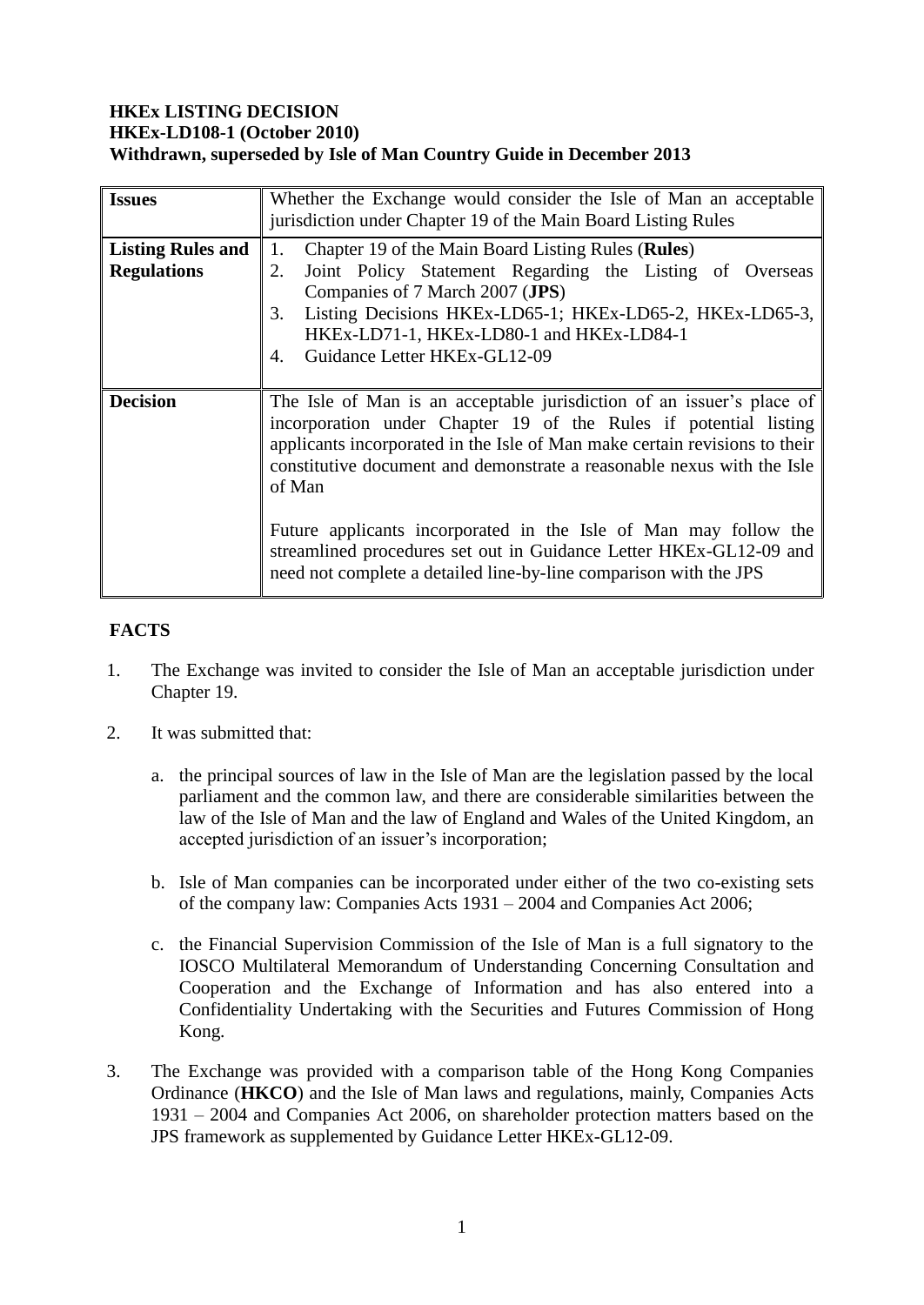**HKEx LISTING DECISION**
**HKEx-LD108-1 (October 2010)**
**Withdrawn, superseded by Isle of Man Country Guide in December 2013**

| | |
|---|---|
| **Issues** | Whether the Exchange would consider the Isle of Man an acceptable jurisdiction under Chapter 19 of the Main Board Listing Rules |
| **Listing Rules and Regulations** | 1. Chapter 19 of the Main Board Listing Rules (**Rules**)<br>2. Joint Policy Statement Regarding the Listing of Overseas Companies of 7 March 2007 (**JPS**)<br>3. Listing Decisions HKEx-LD65-1; HKEx-LD65-2, HKEx-LD65-3, HKEx-LD71-1, HKEx-LD80-1 and HKEx-LD84-1<br>4. Guidance Letter HKEx-GL12-09 |
| **Decision** | The Isle of Man is an acceptable jurisdiction of an issuer's place of incorporation under Chapter 19 of the Rules if potential listing applicants incorporated in the Isle of Man make certain revisions to their constitutive document and demonstrate a reasonable nexus with the Isle of Man<br><br>Future applicants incorporated in the Isle of Man may follow the streamlined procedures set out in Guidance Letter HKEx-GL12-09 and need not complete a detailed line-by-line comparison with the JPS |

## FACTS

1. The Exchange was invited to consider the Isle of Man an acceptable jurisdiction under Chapter 19.

2. It was submitted that:

   a. the principal sources of law in the Isle of Man are the legislation passed by the local parliament and the common law, and there are considerable similarities between the law of the Isle of Man and the law of England and Wales of the United Kingdom, an accepted jurisdiction of an issuer's incorporation;

   b. Isle of Man companies can be incorporated under either of the two co-existing sets of the company law: Companies Acts 1931 – 2004 and Companies Act 2006;

   c. the Financial Supervision Commission of the Isle of Man is a full signatory to the IOSCO Multilateral Memorandum of Understanding Concerning Consultation and Cooperation and the Exchange of Information and has also entered into a Confidentiality Undertaking with the Securities and Futures Commission of Hong Kong.

3. The Exchange was provided with a comparison table of the Hong Kong Companies Ordinance (**HKCO**) and the Isle of Man laws and regulations, mainly, Companies Acts 1931 – 2004 and Companies Act 2006, on shareholder protection matters based on the JPS framework as supplemented by Guidance Letter HKEx-GL12-09.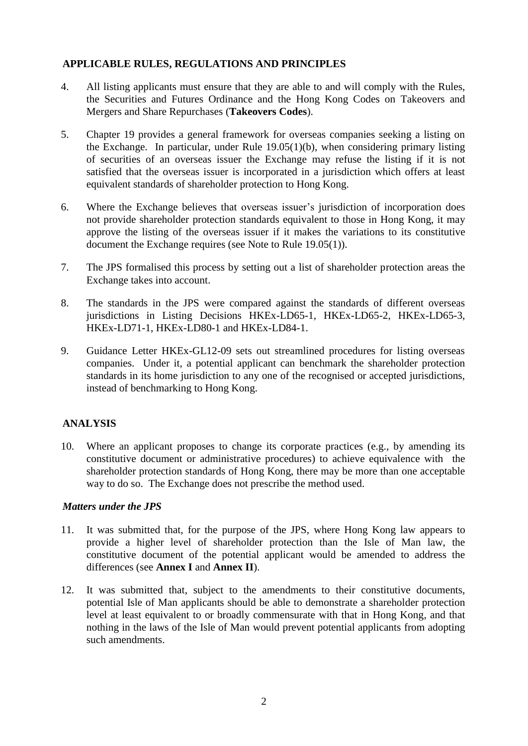## APPLICABLE RULES, REGULATIONS AND PRINCIPLES

4. All listing applicants must ensure that they are able to and will comply with the Rules, the Securities and Futures Ordinance and the Hong Kong Codes on Takeovers and Mergers and Share Repurchases (**Takeovers Codes**).

5. Chapter 19 provides a general framework for overseas companies seeking a listing on the Exchange. In particular, under Rule 19.05(1)(b), when considering primary listing of securities of an overseas issuer the Exchange may refuse the listing if it is not satisfied that the overseas issuer is incorporated in a jurisdiction which offers at least equivalent standards of shareholder protection to Hong Kong.

6. Where the Exchange believes that overseas issuer's jurisdiction of incorporation does not provide shareholder protection standards equivalent to those in Hong Kong, it may approve the listing of the overseas issuer if it makes the variations to its constitutive document the Exchange requires (see Note to Rule 19.05(1)).

7. The JPS formalised this process by setting out a list of shareholder protection areas the Exchange takes into account.

8. The standards in the JPS were compared against the standards of different overseas jurisdictions in Listing Decisions HKEx-LD65-1, HKEx-LD65-2, HKEx-LD65-3, HKEx-LD71-1, HKEx-LD80-1 and HKEx-LD84-1.

9. Guidance Letter HKEx-GL12-09 sets out streamlined procedures for listing overseas companies. Under it, a potential applicant can benchmark the shareholder protection standards in its home jurisdiction to any one of the recognised or accepted jurisdictions, instead of benchmarking to Hong Kong.

## ANALYSIS

10. Where an applicant proposes to change its corporate practices (e.g., by amending its constitutive document or administrative procedures) to achieve equivalence with the shareholder protection standards of Hong Kong, there may be more than one acceptable way to do so. The Exchange does not prescribe the method used.

### *Matters under the JPS*

11. It was submitted that, for the purpose of the JPS, where Hong Kong law appears to provide a higher level of shareholder protection than the Isle of Man law, the constitutive document of the potential applicant would be amended to address the differences (see **Annex I** and **Annex II**).

12. It was submitted that, subject to the amendments to their constitutive documents, potential Isle of Man applicants should be able to demonstrate a shareholder protection level at least equivalent to or broadly commensurate with that in Hong Kong, and that nothing in the laws of the Isle of Man would prevent potential applicants from adopting such amendments.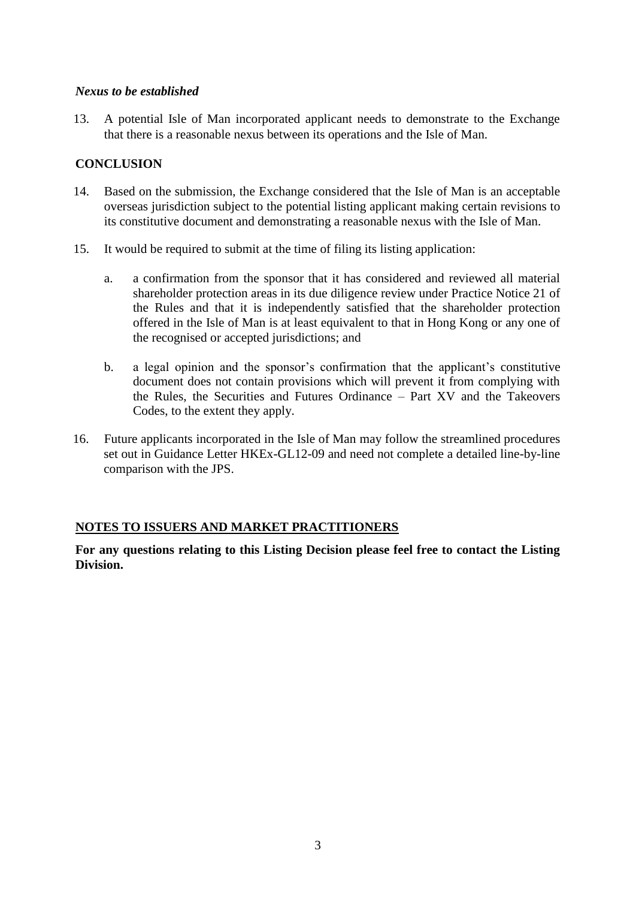*Nexus to be established*

13. A potential Isle of Man incorporated applicant needs to demonstrate to the Exchange that there is a reasonable nexus between its operations and the Isle of Man.

## CONCLUSION

14. Based on the submission, the Exchange considered that the Isle of Man is an acceptable overseas jurisdiction subject to the potential listing applicant making certain revisions to its constitutive document and demonstrating a reasonable nexus with the Isle of Man.

15. It would be required to submit at the time of filing its listing application:

    a. a confirmation from the sponsor that it has considered and reviewed all material shareholder protection areas in its due diligence review under Practice Notice 21 of the Rules and that it is independently satisfied that the shareholder protection offered in the Isle of Man is at least equivalent to that in Hong Kong or any one of the recognised or accepted jurisdictions; and

    b. a legal opinion and the sponsor's confirmation that the applicant's constitutive document does not contain provisions which will prevent it from complying with the Rules, the Securities and Futures Ordinance – Part XV and the Takeovers Codes, to the extent they apply.

16. Future applicants incorporated in the Isle of Man may follow the streamlined procedures set out in Guidance Letter HKEx-GL12-09 and need not complete a detailed line-by-line comparison with the JPS.

## NOTES TO ISSUERS AND MARKET PRACTITIONERS

**For any questions relating to this Listing Decision please feel free to contact the Listing Division.**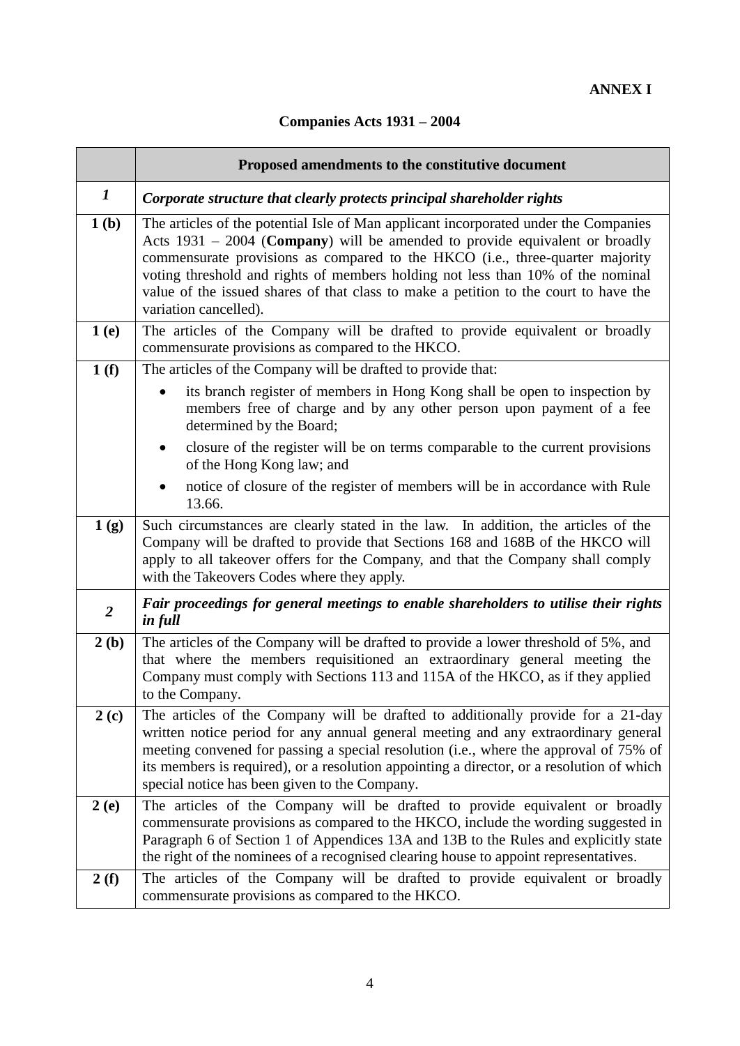**ANNEX I**

**Companies Acts 1931 – 2004**

| | **Proposed amendments to the constitutive document** |
|---|---|
| ***1*** | ***Corporate structure that clearly protects principal shareholder rights*** |
| **1 (b)** | The articles of the potential Isle of Man applicant incorporated under the Companies Acts 1931 – 2004 (**Company**) will be amended to provide equivalent or broadly commensurate provisions as compared to the HKCO (i.e., three-quarter majority voting threshold and rights of members holding not less than 10% of the nominal value of the issued shares of that class to make a petition to the court to have the variation cancelled). |
| **1 (e)** | The articles of the Company will be drafted to provide equivalent or broadly commensurate provisions as compared to the HKCO. |
| **1 (f)** | The articles of the Company will be drafted to provide that:<br>• its branch register of members in Hong Kong shall be open to inspection by members free of charge and by any other person upon payment of a fee determined by the Board;<br>• closure of the register will be on terms comparable to the current provisions of the Hong Kong law; and<br>• notice of closure of the register of members will be in accordance with Rule 13.66. |
| **1 (g)** | Such circumstances are clearly stated in the law. In addition, the articles of the Company will be drafted to provide that Sections 168 and 168B of the HKCO will apply to all takeover offers for the Company, and that the Company shall comply with the Takeovers Codes where they apply. |
| ***2*** | ***Fair proceedings for general meetings to enable shareholders to utilise their rights in full*** |
| **2 (b)** | The articles of the Company will be drafted to provide a lower threshold of 5%, and that where the members requisitioned an extraordinary general meeting the Company must comply with Sections 113 and 115A of the HKCO, as if they applied to the Company. |
| **2 (c)** | The articles of the Company will be drafted to additionally provide for a 21-day written notice period for any annual general meeting and any extraordinary general meeting convened for passing a special resolution (i.e., where the approval of 75% of its members is required), or a resolution appointing a director, or a resolution of which special notice has been given to the Company. |
| **2 (e)** | The articles of the Company will be drafted to provide equivalent or broadly commensurate provisions as compared to the HKCO, include the wording suggested in Paragraph 6 of Section 1 of Appendices 13A and 13B to the Rules and explicitly state the right of the nominees of a recognised clearing house to appoint representatives. |
| **2 (f)** | The articles of the Company will be drafted to provide equivalent or broadly commensurate provisions as compared to the HKCO. |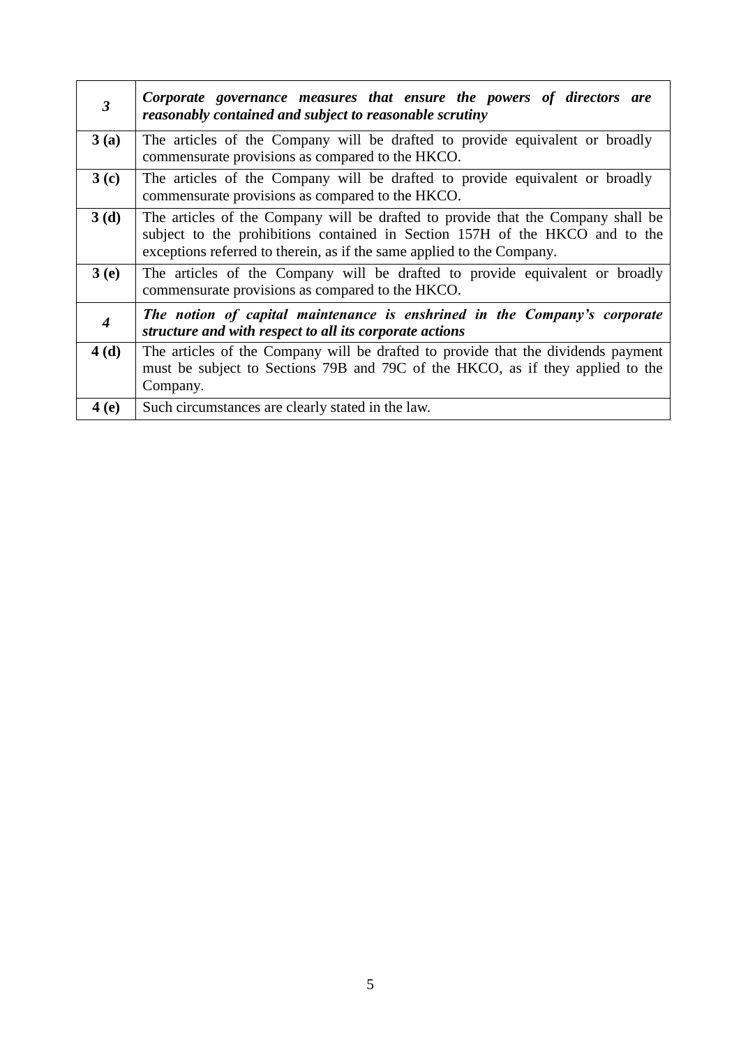| ***3*** | ***Corporate governance measures that ensure the powers of directors are reasonably contained and subject to reasonable scrutiny*** |
|---|---|
| **3 (a)** | The articles of the Company will be drafted to provide equivalent or broadly commensurate provisions as compared to the HKCO. |
| **3 (c)** | The articles of the Company will be drafted to provide equivalent or broadly commensurate provisions as compared to the HKCO. |
| **3 (d)** | The articles of the Company will be drafted to provide that the Company shall be subject to the prohibitions contained in Section 157H of the HKCO and to the exceptions referred to therein, as if the same applied to the Company. |
| **3 (e)** | The articles of the Company will be drafted to provide equivalent or broadly commensurate provisions as compared to the HKCO. |
| ***4*** | ***The notion of capital maintenance is enshrined in the Company's corporate structure and with respect to all its corporate actions*** |
| **4 (d)** | The articles of the Company will be drafted to provide that the dividends payment must be subject to Sections 79B and 79C of the HKCO, as if they applied to the Company. |
| **4 (e)** | Such circumstances are clearly stated in the law. |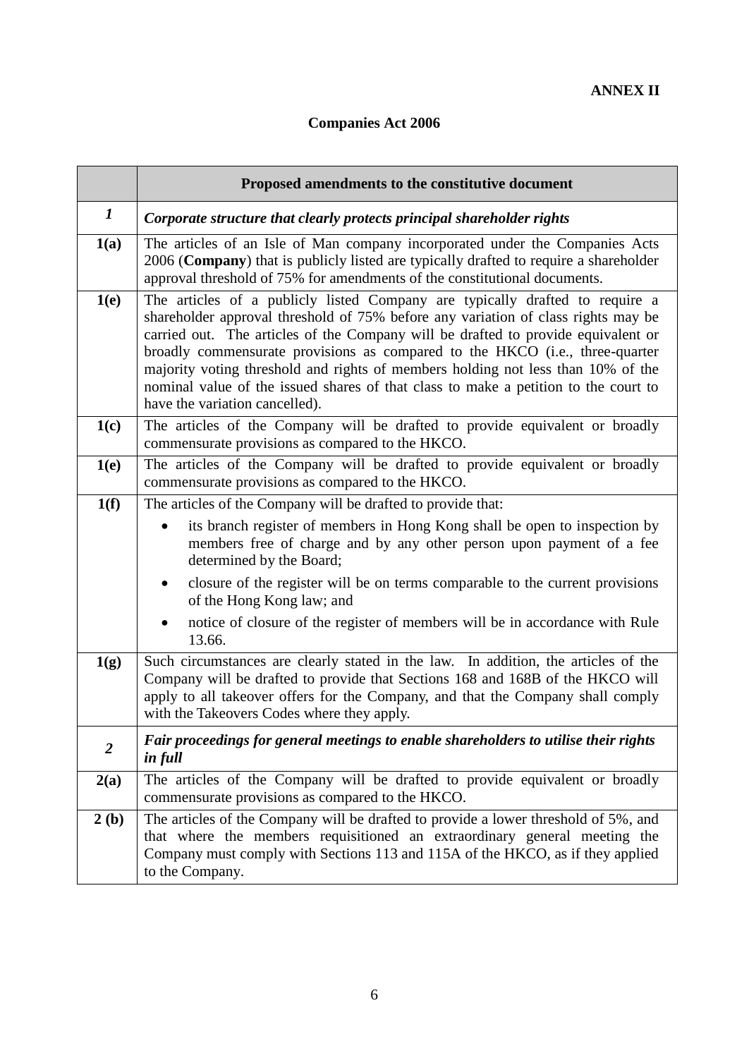**ANNEX II**

**Companies Act 2006**

| | **Proposed amendments to the constitutive document** |
|---|---|
| ***1*** | ***Corporate structure that clearly protects principal shareholder rights*** |
| **1(a)** | The articles of an Isle of Man company incorporated under the Companies Acts 2006 (**Company**) that is publicly listed are typically drafted to require a shareholder approval threshold of 75% for amendments of the constitutional documents. |
| **1(e)** | The articles of a publicly listed Company are typically drafted to require a shareholder approval threshold of 75% before any variation of class rights may be carried out. The articles of the Company will be drafted to provide equivalent or broadly commensurate provisions as compared to the HKCO (i.e., three-quarter majority voting threshold and rights of members holding not less than 10% of the nominal value of the issued shares of that class to make a petition to the court to have the variation cancelled). |
| **1(c)** | The articles of the Company will be drafted to provide equivalent or broadly commensurate provisions as compared to the HKCO. |
| **1(e)** | The articles of the Company will be drafted to provide equivalent or broadly commensurate provisions as compared to the HKCO. |
| **1(f)** | The articles of the Company will be drafted to provide that:<br>• its branch register of members in Hong Kong shall be open to inspection by members free of charge and by any other person upon payment of a fee determined by the Board;<br>• closure of the register will be on terms comparable to the current provisions of the Hong Kong law; and<br>• notice of closure of the register of members will be in accordance with Rule 13.66. |
| **1(g)** | Such circumstances are clearly stated in the law. In addition, the articles of the Company will be drafted to provide that Sections 168 and 168B of the HKCO will apply to all takeover offers for the Company, and that the Company shall comply with the Takeovers Codes where they apply. |
| ***2*** | ***Fair proceedings for general meetings to enable shareholders to utilise their rights in full*** |
| **2(a)** | The articles of the Company will be drafted to provide equivalent or broadly commensurate provisions as compared to the HKCO. |
| **2 (b)** | The articles of the Company will be drafted to provide a lower threshold of 5%, and that where the members requisitioned an extraordinary general meeting the Company must comply with Sections 113 and 115A of the HKCO, as if they applied to the Company. |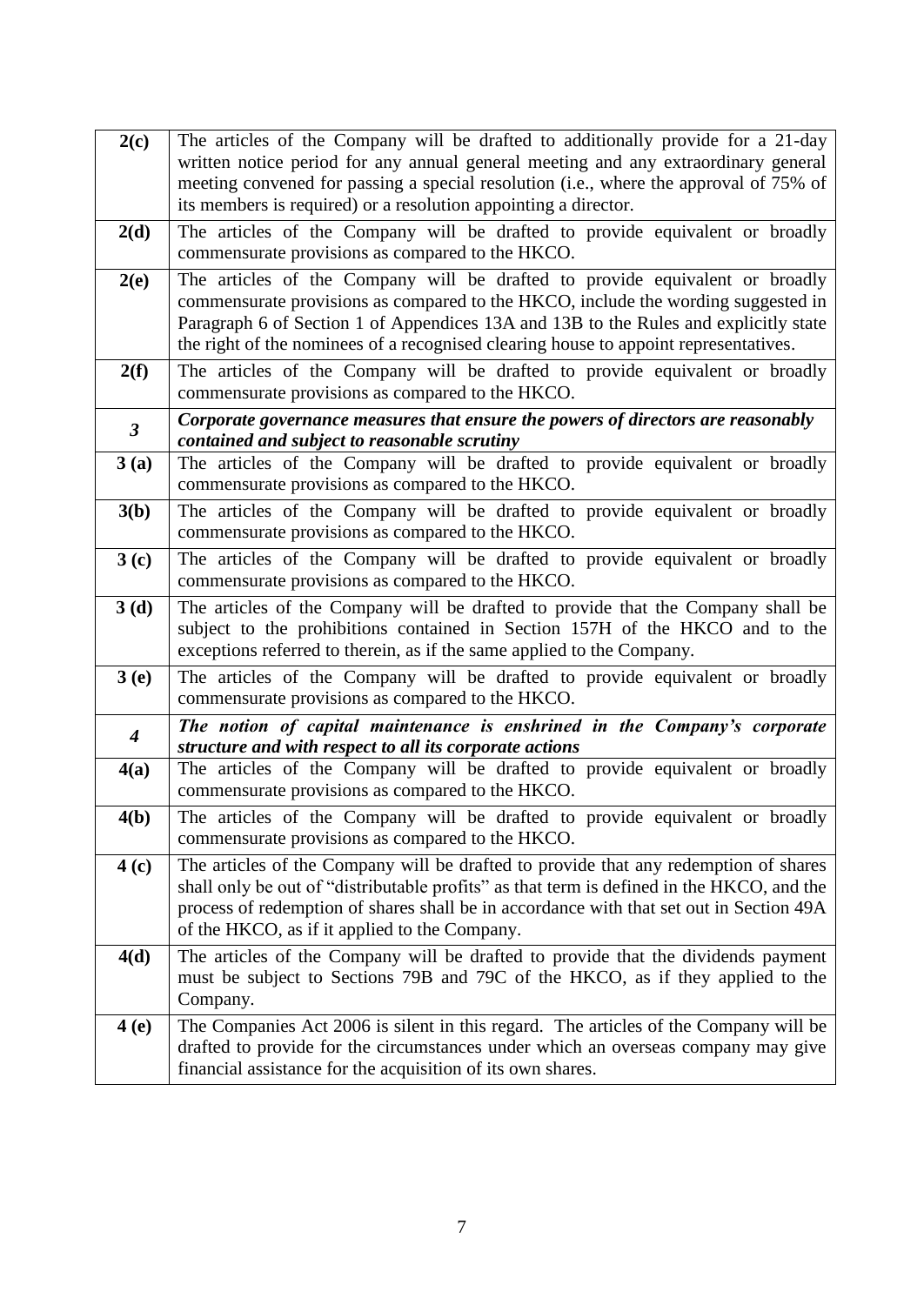| | |
|---|---|
| **2(c)** | The articles of the Company will be drafted to additionally provide for a 21-day written notice period for any annual general meeting and any extraordinary general meeting convened for passing a special resolution (i.e., where the approval of 75% of its members is required) or a resolution appointing a director. |
| **2(d)** | The articles of the Company will be drafted to provide equivalent or broadly commensurate provisions as compared to the HKCO. |
| **2(e)** | The articles of the Company will be drafted to provide equivalent or broadly commensurate provisions as compared to the HKCO, include the wording suggested in Paragraph 6 of Section 1 of Appendices 13A and 13B to the Rules and explicitly state the right of the nominees of a recognised clearing house to appoint representatives. |
| **2(f)** | The articles of the Company will be drafted to provide equivalent or broadly commensurate provisions as compared to the HKCO. |
| ***3*** | ***Corporate governance measures that ensure the powers of directors are reasonably contained and subject to reasonable scrutiny*** |
| **3 (a)** | The articles of the Company will be drafted to provide equivalent or broadly commensurate provisions as compared to the HKCO. |
| **3(b)** | The articles of the Company will be drafted to provide equivalent or broadly commensurate provisions as compared to the HKCO. |
| **3 (c)** | The articles of the Company will be drafted to provide equivalent or broadly commensurate provisions as compared to the HKCO. |
| **3 (d)** | The articles of the Company will be drafted to provide that the Company shall be subject to the prohibitions contained in Section 157H of the HKCO and to the exceptions referred to therein, as if the same applied to the Company. |
| **3 (e)** | The articles of the Company will be drafted to provide equivalent or broadly commensurate provisions as compared to the HKCO. |
| ***4*** | ***The notion of capital maintenance is enshrined in the Company's corporate structure and with respect to all its corporate actions*** |
| **4(a)** | The articles of the Company will be drafted to provide equivalent or broadly commensurate provisions as compared to the HKCO. |
| **4(b)** | The articles of the Company will be drafted to provide equivalent or broadly commensurate provisions as compared to the HKCO. |
| **4 (c)** | The articles of the Company will be drafted to provide that any redemption of shares shall only be out of "distributable profits" as that term is defined in the HKCO, and the process of redemption of shares shall be in accordance with that set out in Section 49A of the HKCO, as if it applied to the Company. |
| **4(d)** | The articles of the Company will be drafted to provide that the dividends payment must be subject to Sections 79B and 79C of the HKCO, as if they applied to the Company. |
| **4 (e)** | The Companies Act 2006 is silent in this regard. The articles of the Company will be drafted to provide for the circumstances under which an overseas company may give financial assistance for the acquisition of its own shares. |